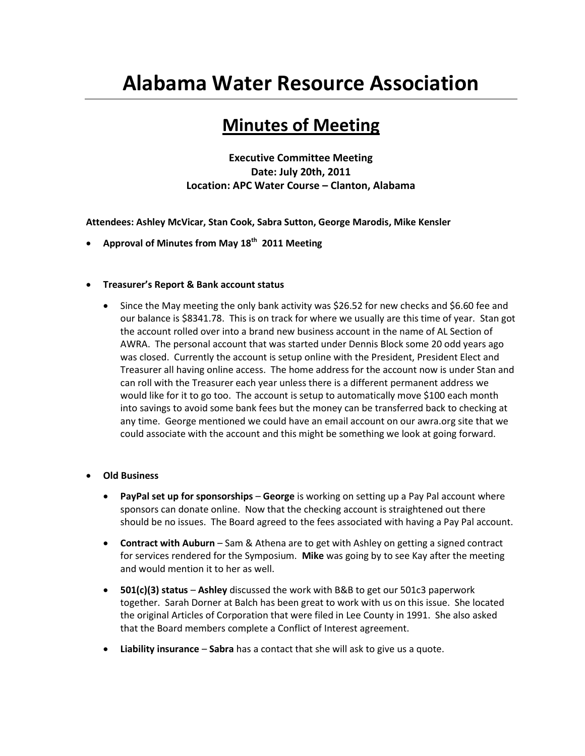# Alabama Water Resource Association

## Minutes of Meeting

**Executive Committee Meeting**
**Date: July 20th, 2011**
**Location: APC Water Course – Clanton, Alabama**

**Attendees: Ashley McVicar, Stan Cook, Sabra Sutton, George Marodis, Mike Kensler**

- **Approval of Minutes from May 18th 2011 Meeting**

- **Treasurer's Report & Bank account status**
  - Since the May meeting the only bank activity was $26.52 for new checks and $6.60 fee and our balance is $8341.78. This is on track for where we usually are this time of year. Stan got the account rolled over into a brand new business account in the name of AL Section of AWRA. The personal account that was started under Dennis Block some 20 odd years ago was closed. Currently the account is setup online with the President, President Elect and Treasurer all having online access. The home address for the account now is under Stan and can roll with the Treasurer each year unless there is a different permanent address we would like for it to go too. The account is setup to automatically move $100 each month into savings to avoid some bank fees but the money can be transferred back to checking at any time. George mentioned we could have an email account on our awra.org site that we could associate with the account and this might be something we look at going forward.

- **Old Business**
  - **PayPal set up for sponsorships** – **George** is working on setting up a Pay Pal account where sponsors can donate online. Now that the checking account is straightened out there should be no issues. The Board agreed to the fees associated with having a Pay Pal account.
  - **Contract with Auburn** – Sam & Athena are to get with Ashley on getting a signed contract for services rendered for the Symposium. **Mike** was going by to see Kay after the meeting and would mention it to her as well.
  - **501(c)(3) status** – **Ashley** discussed the work with B&B to get our 501c3 paperwork together. Sarah Dorner at Balch has been great to work with us on this issue. She located the original Articles of Corporation that were filed in Lee County in 1991. She also asked that the Board members complete a Conflict of Interest agreement.
  - **Liability insurance** – **Sabra** has a contact that she will ask to give us a quote.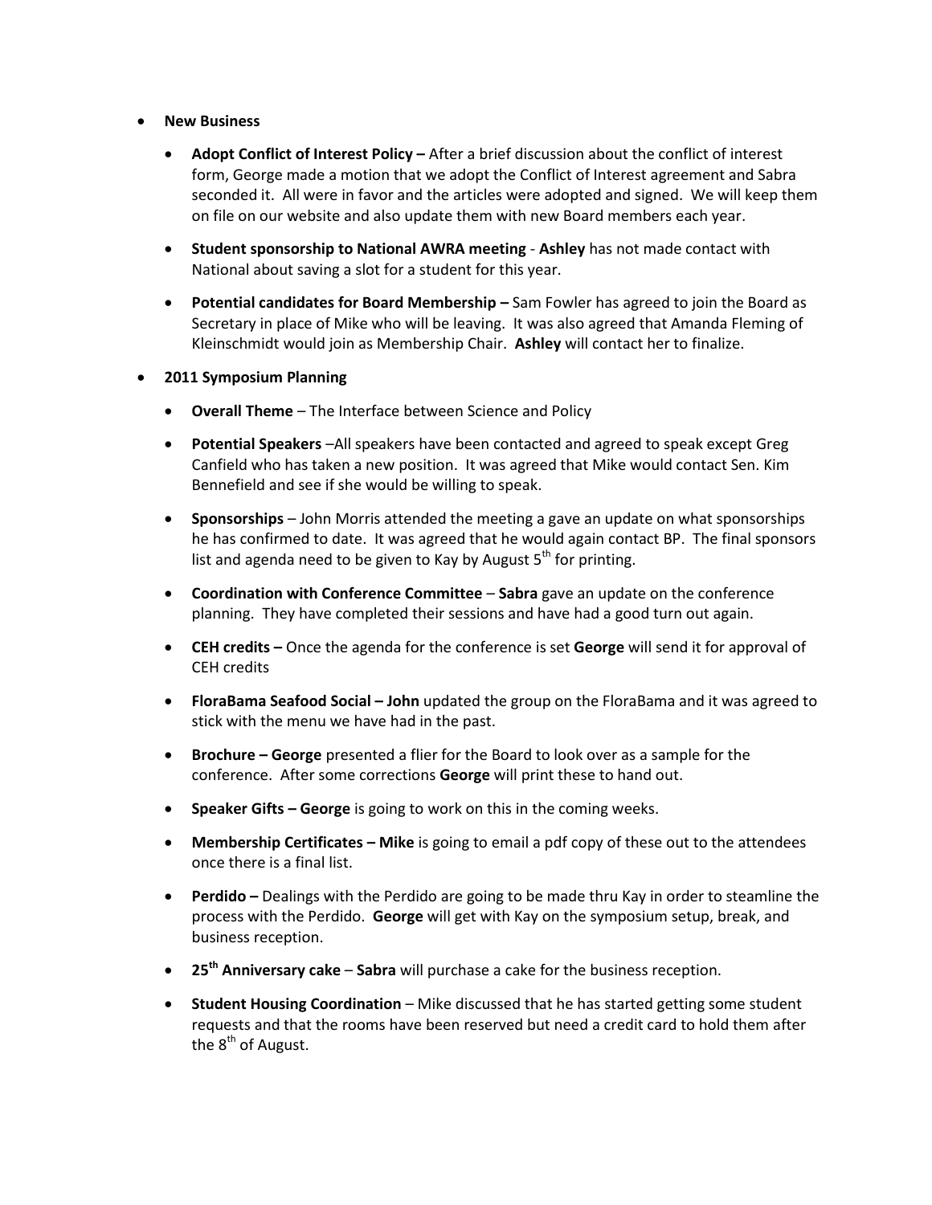- **New Business**
  - **Adopt Conflict of Interest Policy –** After a brief discussion about the conflict of interest form, George made a motion that we adopt the Conflict of Interest agreement and Sabra seconded it. All were in favor and the articles were adopted and signed. We will keep them on file on our website and also update them with new Board members each year.
  - **Student sponsorship to National AWRA meeting** - **Ashley** has not made contact with National about saving a slot for a student for this year.
  - **Potential candidates for Board Membership –** Sam Fowler has agreed to join the Board as Secretary in place of Mike who will be leaving. It was also agreed that Amanda Fleming of Kleinschmidt would join as Membership Chair. **Ashley** will contact her to finalize.
- **2011 Symposium Planning**
  - **Overall Theme** – The Interface between Science and Policy
  - **Potential Speakers** –All speakers have been contacted and agreed to speak except Greg Canfield who has taken a new position. It was agreed that Mike would contact Sen. Kim Bennefield and see if she would be willing to speak.
  - **Sponsorships** – John Morris attended the meeting a gave an update on what sponsorships he has confirmed to date. It was agreed that he would again contact BP. The final sponsors list and agenda need to be given to Kay by August 5th for printing.
  - **Coordination with Conference Committee** – **Sabra** gave an update on the conference planning. They have completed their sessions and have had a good turn out again.
  - **CEH credits –** Once the agenda for the conference is set **George** will send it for approval of CEH credits
  - **FloraBama Seafood Social – John** updated the group on the FloraBama and it was agreed to stick with the menu we have had in the past.
  - **Brochure – George** presented a flier for the Board to look over as a sample for the conference. After some corrections **George** will print these to hand out.
  - **Speaker Gifts – George** is going to work on this in the coming weeks.
  - **Membership Certificates – Mike** is going to email a pdf copy of these out to the attendees once there is a final list.
  - **Perdido –** Dealings with the Perdido are going to be made thru Kay in order to steamline the process with the Perdido. **George** will get with Kay on the symposium setup, break, and business reception.
  - **25th Anniversary cake** – **Sabra** will purchase a cake for the business reception.
  - **Student Housing Coordination** – Mike discussed that he has started getting some student requests and that the rooms have been reserved but need a credit card to hold them after the 8th of August.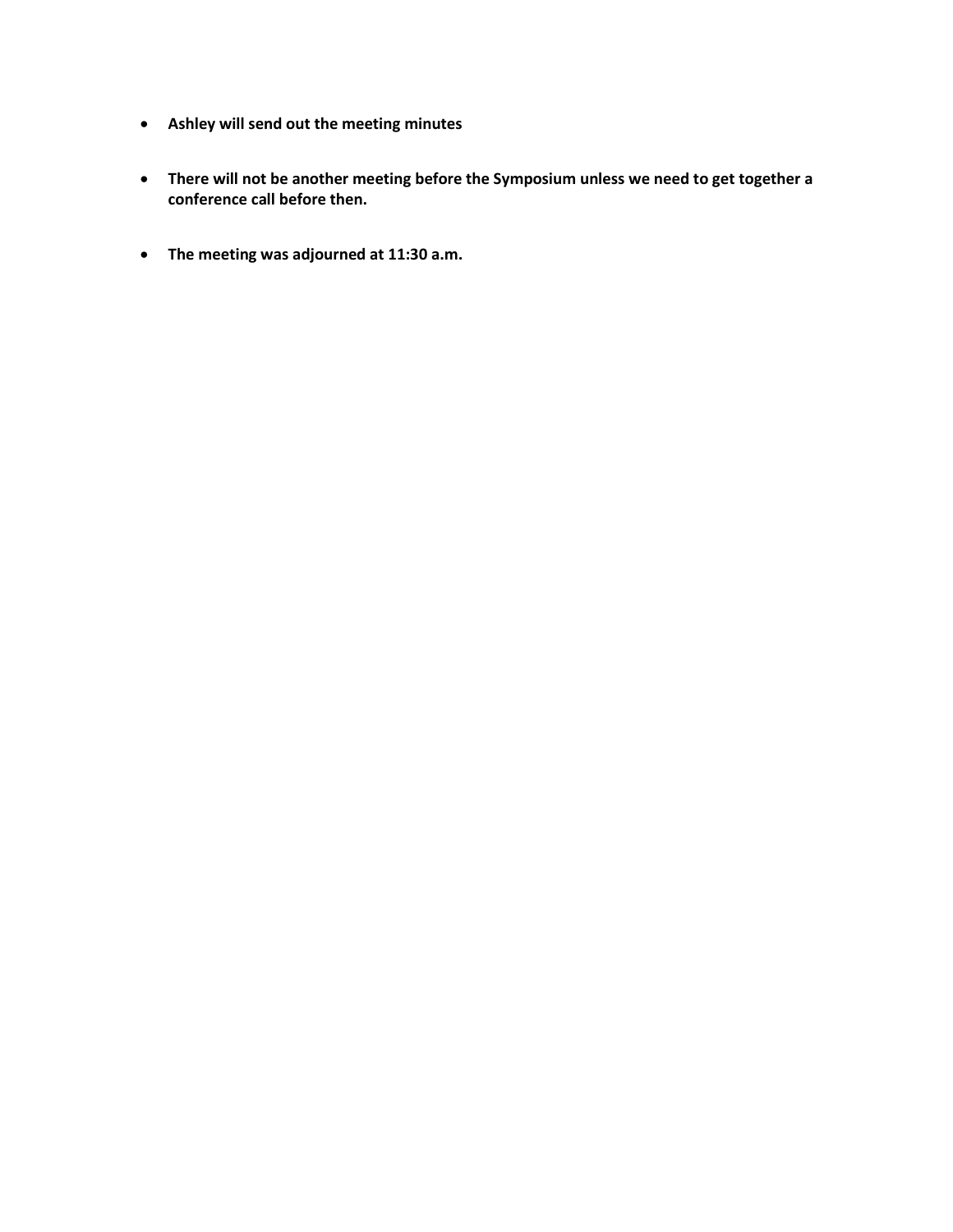- **Ashley will send out the meeting minutes**

- **There will not be another meeting before the Symposium unless we need to get together a conference call before then.**

- **The meeting was adjourned at 11:30 a.m.**